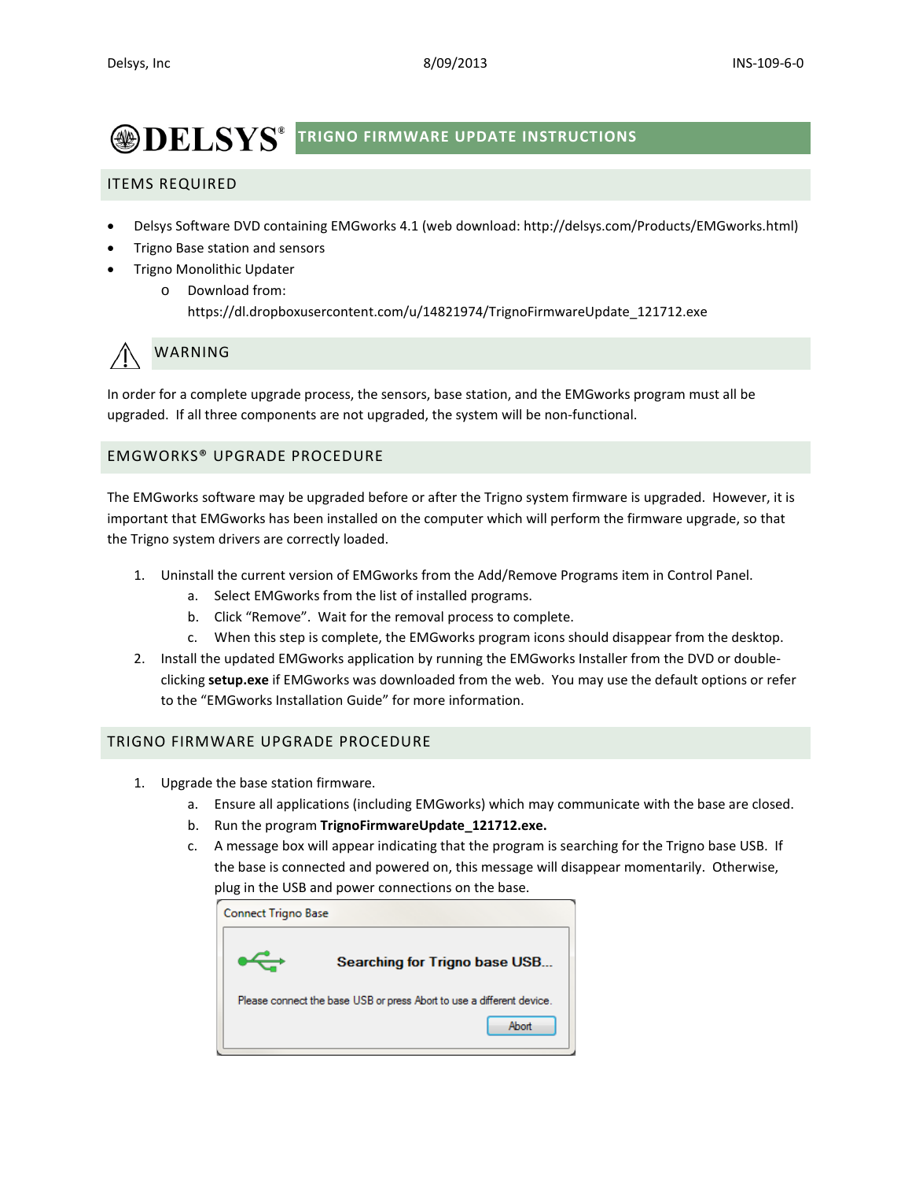# DELSYS® TRIGNO FIRMWARE UPDATE INSTRUCTIONS

## ITEMS REQUIRED

- Delsys Software DVD containing EMGworks 4.1 (web download: http://delsys.com/Products/EMGworks.html)
- Trigno Base station and sensors
- Trigno Monolithic Updater
  - Download from: https://dl.dropboxusercontent.com/u/14821974/TrignoFirmwareUpdate_121712.exe

## WARNING

In order for a complete upgrade process, the sensors, base station, and the EMGworks program must all be upgraded. If all three components are not upgraded, the system will be non-functional.

## EMGWORKS® UPGRADE PROCEDURE

The EMGworks software may be upgraded before or after the Trigno system firmware is upgraded. However, it is important that EMGworks has been installed on the computer which will perform the firmware upgrade, so that the Trigno system drivers are correctly loaded.

1. Uninstall the current version of EMGworks from the Add/Remove Programs item in Control Panel.
   a. Select EMGworks from the list of installed programs.
   b. Click "Remove". Wait for the removal process to complete.
   c. When this step is complete, the EMGworks program icons should disappear from the desktop.
2. Install the updated EMGworks application by running the EMGworks Installer from the DVD or double-clicking **setup.exe** if EMGworks was downloaded from the web. You may use the default options or refer to the "EMGworks Installation Guide" for more information.

## TRIGNO FIRMWARE UPGRADE PROCEDURE

1. Upgrade the base station firmware.
   a. Ensure all applications (including EMGworks) which may communicate with the base are closed.
   b. Run the program **TrignoFirmwareUpdate_121712.exe.**
   c. A message box will appear indicating that the program is searching for the Trigno base USB. If the base is connected and powered on, this message will disappear momentarily. Otherwise, plug in the USB and power connections on the base.

Connect Trigno Base

**Searching for Trigno base USB...**

Please connect the base USB or press Abort to use a different device.

[Abort]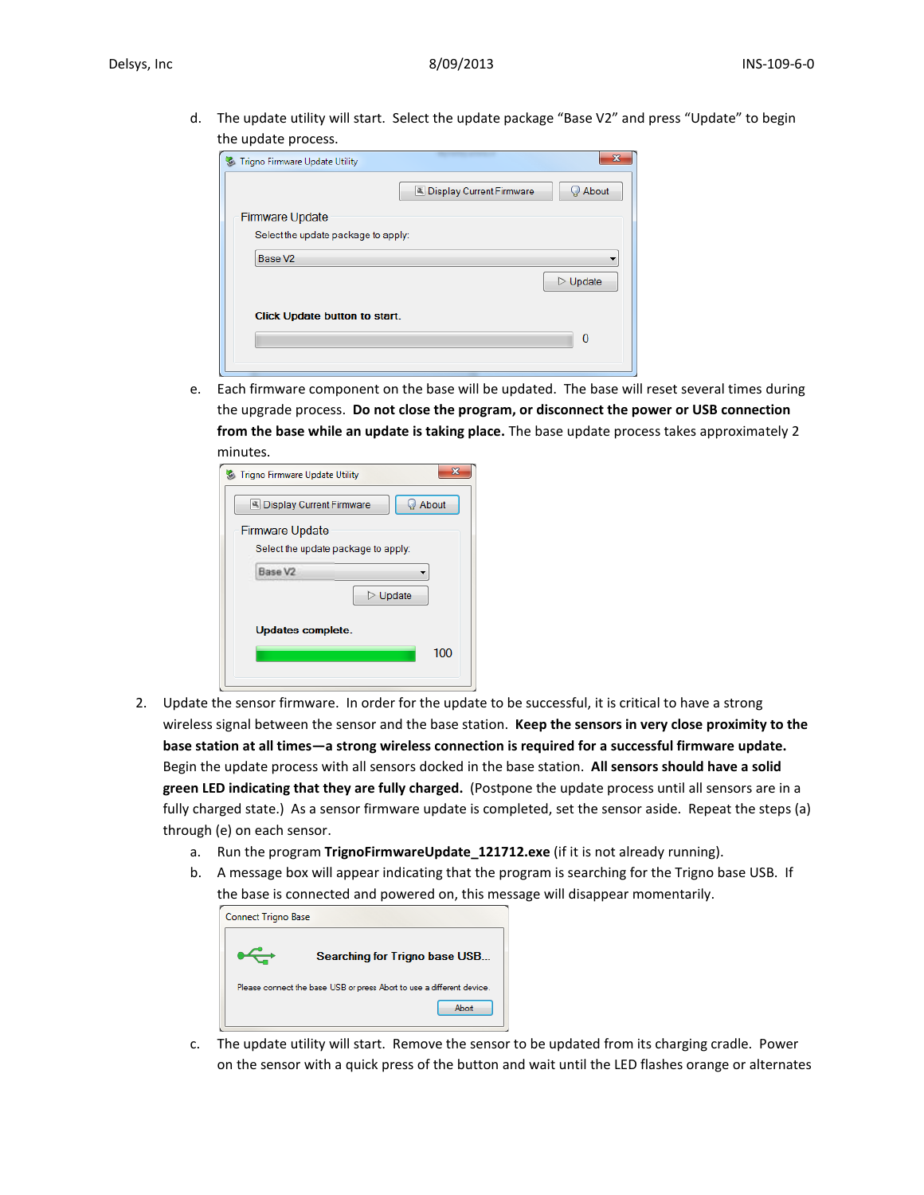d. The update utility will start. Select the update package "Base V2" and press "Update" to begin the update process.

e. Each firmware component on the base will be updated. The base will reset several times during the upgrade process. **Do not close the program, or disconnect the power or USB connection from the base while an update is taking place.** The base update process takes approximately 2 minutes.

2. Update the sensor firmware. In order for the update to be successful, it is critical to have a strong wireless signal between the sensor and the base station. **Keep the sensors in very close proximity to the base station at all times—a strong wireless connection is required for a successful firmware update.** Begin the update process with all sensors docked in the base station. **All sensors should have a solid green LED indicating that they are fully charged.** (Postpone the update process until all sensors are in a fully charged state.) As a sensor firmware update is completed, set the sensor aside. Repeat the steps (a) through (e) on each sensor.

   a. Run the program **TrignoFirmwareUpdate_121712.exe** (if it is not already running).

   b. A message box will appear indicating that the program is searching for the Trigno base USB. If the base is connected and powered on, this message will disappear momentarily.

   c. The update utility will start. Remove the sensor to be updated from its charging cradle. Power on the sensor with a quick press of the button and wait until the LED flashes orange or alternates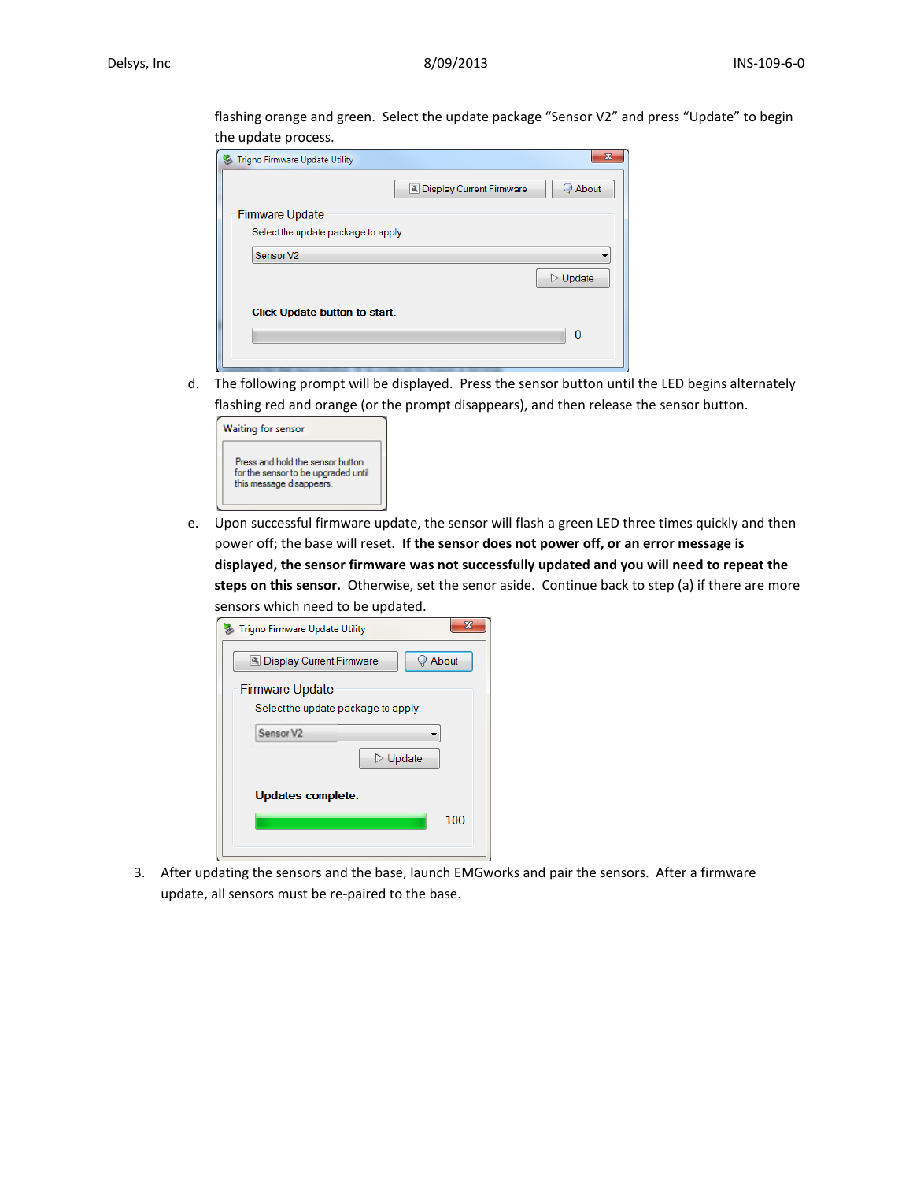flashing orange and green. Select the update package "Sensor V2" and press "Update" to begin the update process.

Trigno Firmware Update Utility

Display Current Firmware

About

Firmware Update

Select the update package to apply:

Sensor V2

Update

Click Update button to start.

0

d. The following prompt will be displayed. Press the sensor button until the LED begins alternately flashing red and orange (or the prompt disappears), and then release the sensor button.

Waiting for sensor

Press and hold the sensor button for the sensor to be upgraded until this message disappears.

e. Upon successful firmware update, the sensor will flash a green LED three times quickly and then power off; the base will reset. **If the sensor does not power off, or an error message is displayed, the sensor firmware was not successfully updated and you will need to repeat the steps on this sensor.** Otherwise, set the senor aside. Continue back to step (a) if there are more sensors which need to be updated.

Trigno Firmware Update Utility

Display Current Firmware

About

Firmware Update

Select the update package to apply:

Sensor V2

Update

Updates complete.

100

3. After updating the sensors and the base, launch EMGworks and pair the sensors. After a firmware update, all sensors must be re-paired to the base.